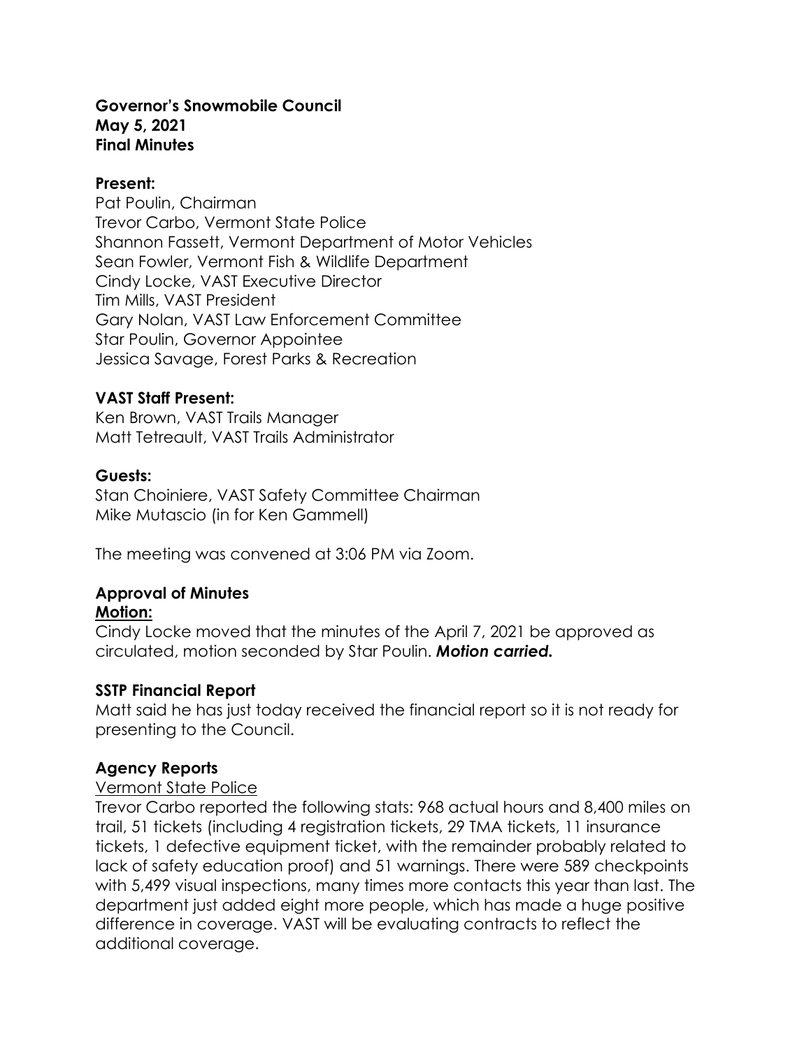**Governor's Snowmobile Council**
**May 5, 2021**
**Final Minutes**

**Present:**
Pat Poulin, Chairman
Trevor Carbo, Vermont State Police
Shannon Fassett, Vermont Department of Motor Vehicles
Sean Fowler, Vermont Fish & Wildlife Department
Cindy Locke, VAST Executive Director
Tim Mills, VAST President
Gary Nolan, VAST Law Enforcement Committee
Star Poulin, Governor Appointee
Jessica Savage, Forest Parks & Recreation

**VAST Staff Present:**
Ken Brown, VAST Trails Manager
Matt Tetreault, VAST Trails Administrator

**Guests:**
Stan Choiniere, VAST Safety Committee Chairman
Mike Mutascio (in for Ken Gammell)

The meeting was convened at 3:06 PM via Zoom.

**Approval of Minutes**

**Motion:**

Cindy Locke moved that the minutes of the April 7, 2021 be approved as circulated, motion seconded by Star Poulin. ***Motion carried.***

**SSTP Financial Report**

Matt said he has just today received the financial report so it is not ready for presenting to the Council.

**Agency Reports**

Vermont State Police

Trevor Carbo reported the following stats: 968 actual hours and 8,400 miles on trail, 51 tickets (including 4 registration tickets, 29 TMA tickets, 11 insurance tickets, 1 defective equipment ticket, with the remainder probably related to lack of safety education proof) and 51 warnings. There were 589 checkpoints with 5,499 visual inspections, many times more contacts this year than last. The department just added eight more people, which has made a huge positive difference in coverage. VAST will be evaluating contracts to reflect the additional coverage.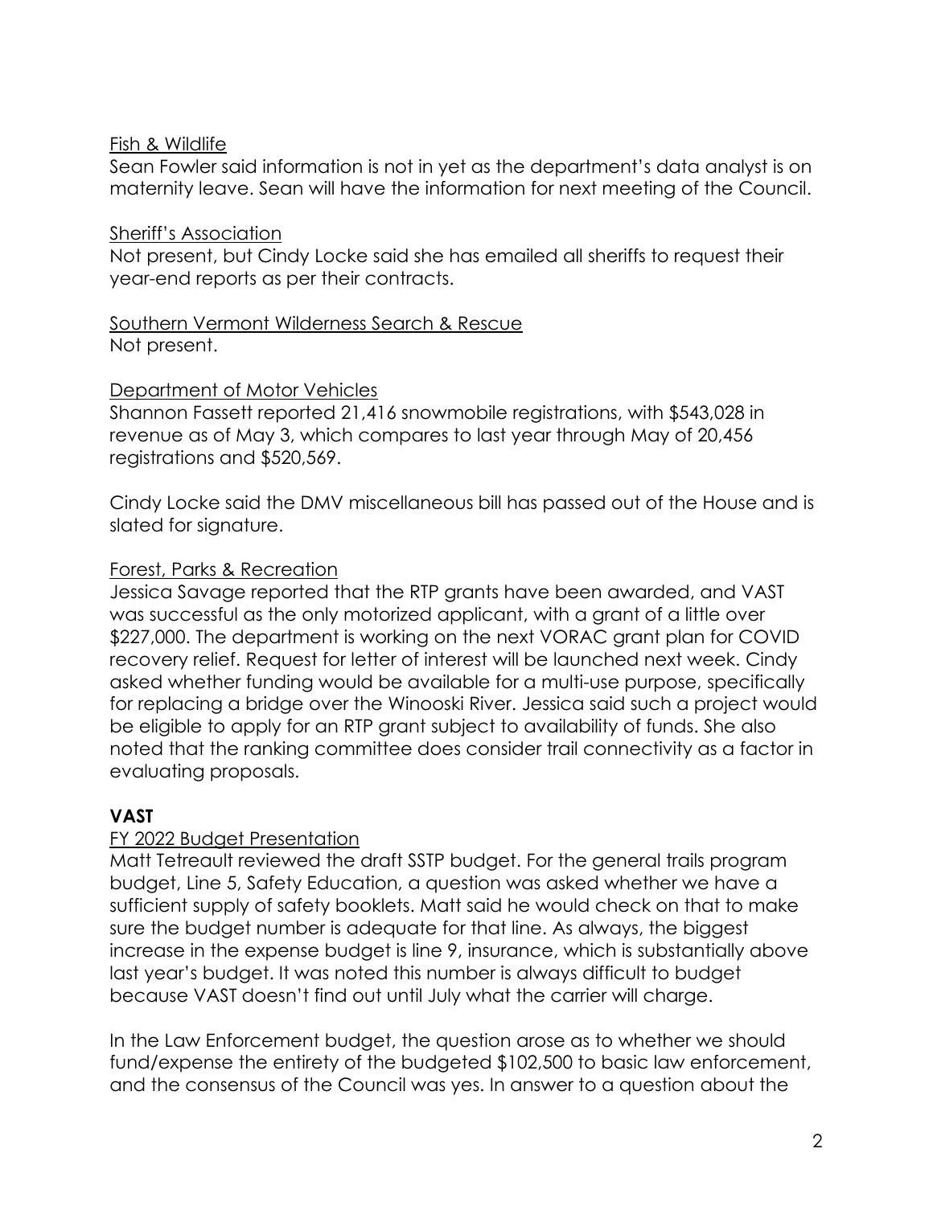Fish & Wildlife

Sean Fowler said information is not in yet as the department's data analyst is on maternity leave. Sean will have the information for next meeting of the Council.

Sheriff's Association

Not present, but Cindy Locke said she has emailed all sheriffs to request their year-end reports as per their contracts.

Southern Vermont Wilderness Search & Rescue

Not present.

Department of Motor Vehicles

Shannon Fassett reported 21,416 snowmobile registrations, with $543,028 in revenue as of May 3, which compares to last year through May of 20,456 registrations and $520,569.

Cindy Locke said the DMV miscellaneous bill has passed out of the House and is slated for signature.

Forest, Parks & Recreation

Jessica Savage reported that the RTP grants have been awarded, and VAST was successful as the only motorized applicant, with a grant of a little over $227,000. The department is working on the next VORAC grant plan for COVID recovery relief. Request for letter of interest will be launched next week. Cindy asked whether funding would be available for a multi-use purpose, specifically for replacing a bridge over the Winooski River. Jessica said such a project would be eligible to apply for an RTP grant subject to availability of funds. She also noted that the ranking committee does consider trail connectivity as a factor in evaluating proposals.

**VAST**

FY 2022 Budget Presentation

Matt Tetreault reviewed the draft SSTP budget. For the general trails program budget, Line 5, Safety Education, a question was asked whether we have a sufficient supply of safety booklets. Matt said he would check on that to make sure the budget number is adequate for that line. As always, the biggest increase in the expense budget is line 9, insurance, which is substantially above last year's budget. It was noted this number is always difficult to budget because VAST doesn't find out until July what the carrier will charge.

In the Law Enforcement budget, the question arose as to whether we should fund/expense the entirety of the budgeted $102,500 to basic law enforcement, and the consensus of the Council was yes. In answer to a question about the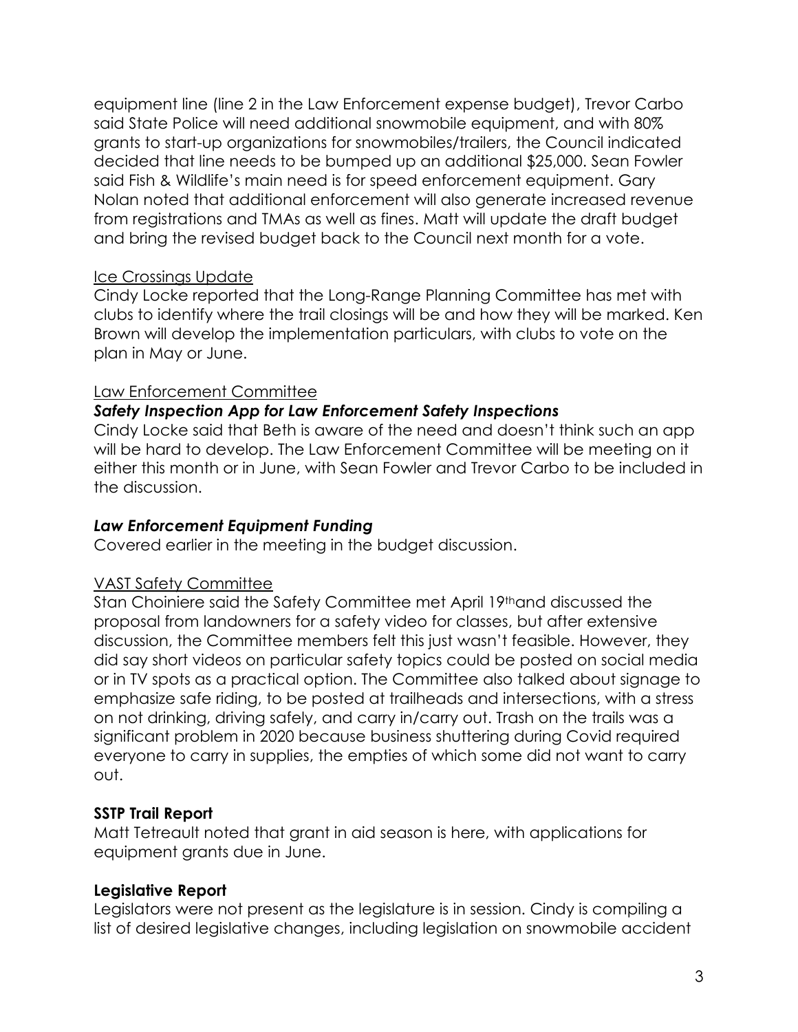equipment line (line 2 in the Law Enforcement expense budget), Trevor Carbo said State Police will need additional snowmobile equipment, and with 80% grants to start-up organizations for snowmobiles/trailers, the Council indicated decided that line needs to be bumped up an additional $25,000. Sean Fowler said Fish & Wildlife's main need is for speed enforcement equipment. Gary Nolan noted that additional enforcement will also generate increased revenue from registrations and TMAs as well as fines. Matt will update the draft budget and bring the revised budget back to the Council next month for a vote.

Ice Crossings Update

Cindy Locke reported that the Long-Range Planning Committee has met with clubs to identify where the trail closings will be and how they will be marked. Ken Brown will develop the implementation particulars, with clubs to vote on the plan in May or June.

Law Enforcement Committee

***Safety Inspection App for Law Enforcement Safety Inspections***

Cindy Locke said that Beth is aware of the need and doesn't think such an app will be hard to develop. The Law Enforcement Committee will be meeting on it either this month or in June, with Sean Fowler and Trevor Carbo to be included in the discussion.

***Law Enforcement Equipment Funding***

Covered earlier in the meeting in the budget discussion.

VAST Safety Committee

Stan Choiniere said the Safety Committee met April 19th and discussed the proposal from landowners for a safety video for classes, but after extensive discussion, the Committee members felt this just wasn't feasible. However, they did say short videos on particular safety topics could be posted on social media or in TV spots as a practical option. The Committee also talked about signage to emphasize safe riding, to be posted at trailheads and intersections, with a stress on not drinking, driving safely, and carry in/carry out. Trash on the trails was a significant problem in 2020 because business shuttering during Covid required everyone to carry in supplies, the empties of which some did not want to carry out.

**SSTP Trail Report**

Matt Tetreault noted that grant in aid season is here, with applications for equipment grants due in June.

**Legislative Report**

Legislators were not present as the legislature is in session. Cindy is compiling a list of desired legislative changes, including legislation on snowmobile accident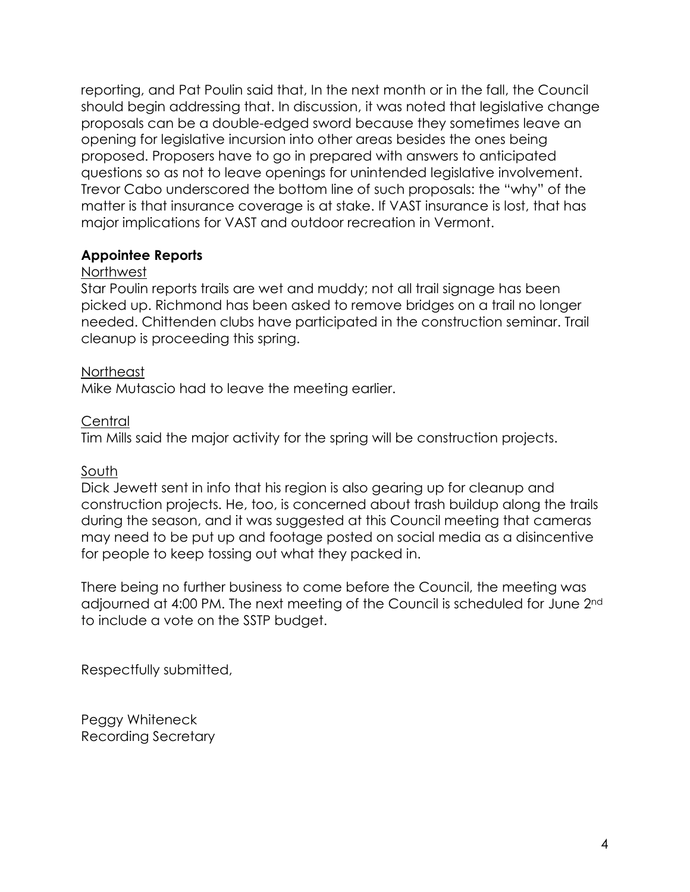reporting, and Pat Poulin said that, In the next month or in the fall, the Council should begin addressing that. In discussion, it was noted that legislative change proposals can be a double-edged sword because they sometimes leave an opening for legislative incursion into other areas besides the ones being proposed. Proposers have to go in prepared with answers to anticipated questions so as not to leave openings for unintended legislative involvement. Trevor Cabo underscored the bottom line of such proposals: the "why" of the matter is that insurance coverage is at stake. If VAST insurance is lost, that has major implications for VAST and outdoor recreation in Vermont.

**Appointee Reports**

Northwest

Star Poulin reports trails are wet and muddy; not all trail signage has been picked up. Richmond has been asked to remove bridges on a trail no longer needed. Chittenden clubs have participated in the construction seminar. Trail cleanup is proceeding this spring.

Northeast

Mike Mutascio had to leave the meeting earlier.

Central

Tim Mills said the major activity for the spring will be construction projects.

South

Dick Jewett sent in info that his region is also gearing up for cleanup and construction projects. He, too, is concerned about trash buildup along the trails during the season, and it was suggested at this Council meeting that cameras may need to be put up and footage posted on social media as a disincentive for people to keep tossing out what they packed in.

There being no further business to come before the Council, the meeting was adjourned at 4:00 PM. The next meeting of the Council is scheduled for June 2nd to include a vote on the SSTP budget.

Respectfully submitted,

Peggy Whiteneck
Recording Secretary